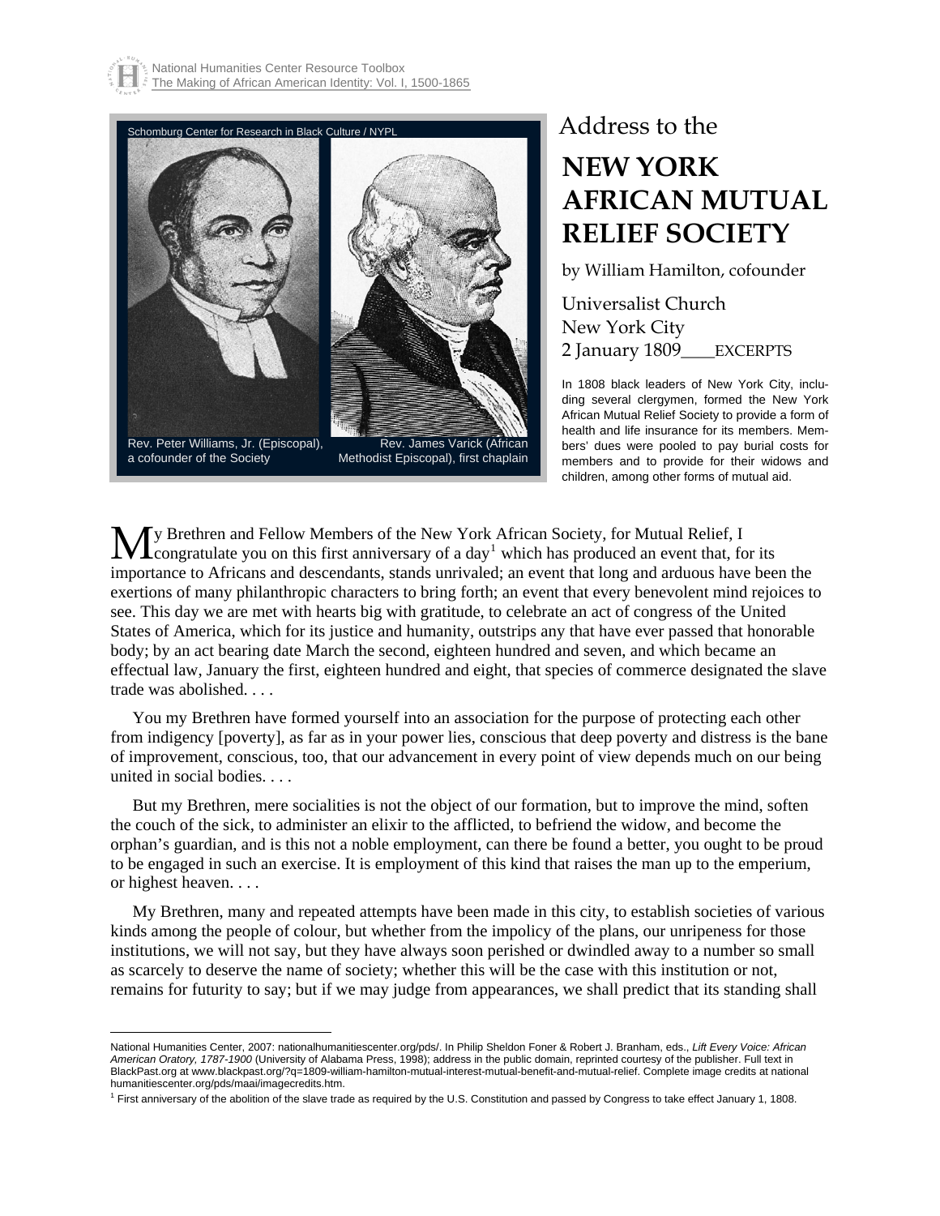National Humanities Center Resource Toolbox
The Making of African American Identity: Vol. I, 1500-1865

Schomburg Center for Research in Black Culture / NYPL

Rev. Peter Williams, Jr. (Episcopal), a cofounder of the Society

Rev. James Varick (African Methodist Episcopal), first chaplain

Address to the

# NEW YORK AFRICAN MUTUAL RELIEF SOCIETY

by William Hamilton, cofounder

Universalist Church
New York City
2 January 1809\_\_\_\_EXCERPTS

In 1808 black leaders of New York City, including several clergymen, formed the New York African Mutual Relief Society to provide a form of health and life insurance for its members. Members' dues were pooled to pay burial costs for members and to provide for their widows and children, among other forms of mutual aid.

My Brethren and Fellow Members of the New York African Society, for Mutual Relief, I congratulate you on this first anniversary of a day[1] which has produced an event that, for its importance to Africans and descendants, stands unrivaled; an event that long and arduous have been the exertions of many philanthropic characters to bring forth; an event that every benevolent mind rejoices to see. This day we are met with hearts big with gratitude, to celebrate an act of congress of the United States of America, which for its justice and humanity, outstrips any that have ever passed that honorable body; by an act bearing date March the second, eighteen hundred and seven, and which became an effectual law, January the first, eighteen hundred and eight, that species of commerce designated the slave trade was abolished. . . .

You my Brethren have formed yourself into an association for the purpose of protecting each other from indigency [poverty], as far as in your power lies, conscious that deep poverty and distress is the bane of improvement, conscious, too, that our advancement in every point of view depends much on our being united in social bodies. . . .

But my Brethren, mere socialities is not the object of our formation, but to improve the mind, soften the couch of the sick, to administer an elixir to the afflicted, to befriend the widow, and become the orphan's guardian, and is this not a noble employment, can there be found a better, you ought to be proud to be engaged in such an exercise. It is employment of this kind that raises the man up to the emperium, or highest heaven. . . .

My Brethren, many and repeated attempts have been made in this city, to establish societies of various kinds among the people of colour, but whether from the impolicy of the plans, our unripeness for those institutions, we will not say, but they have always soon perished or dwindled away to a number so small as scarcely to deserve the name of society; whether this will be the case with this institution or not, remains for futurity to say; but if we may judge from appearances, we shall predict that its standing shall

---

National Humanities Center, 2007: nationalhumanitiescenter.org/pds/. In Philip Sheldon Foner & Robert J. Branham, eds., *Lift Every Voice: African American Oratory, 1787-1900* (University of Alabama Press, 1998); address in the public domain, reprinted courtesy of the publisher. Full text in BlackPast.org at www.blackpast.org/?q=1809-william-hamilton-mutual-interest-mutual-benefit-and-mutual-relief. Complete image credits at nationalhumanitiescenter.org/pds/maai/imagecredits.htm.

[1] First anniversary of the abolition of the slave trade as required by the U.S. Constitution and passed by Congress to take effect January 1, 1808.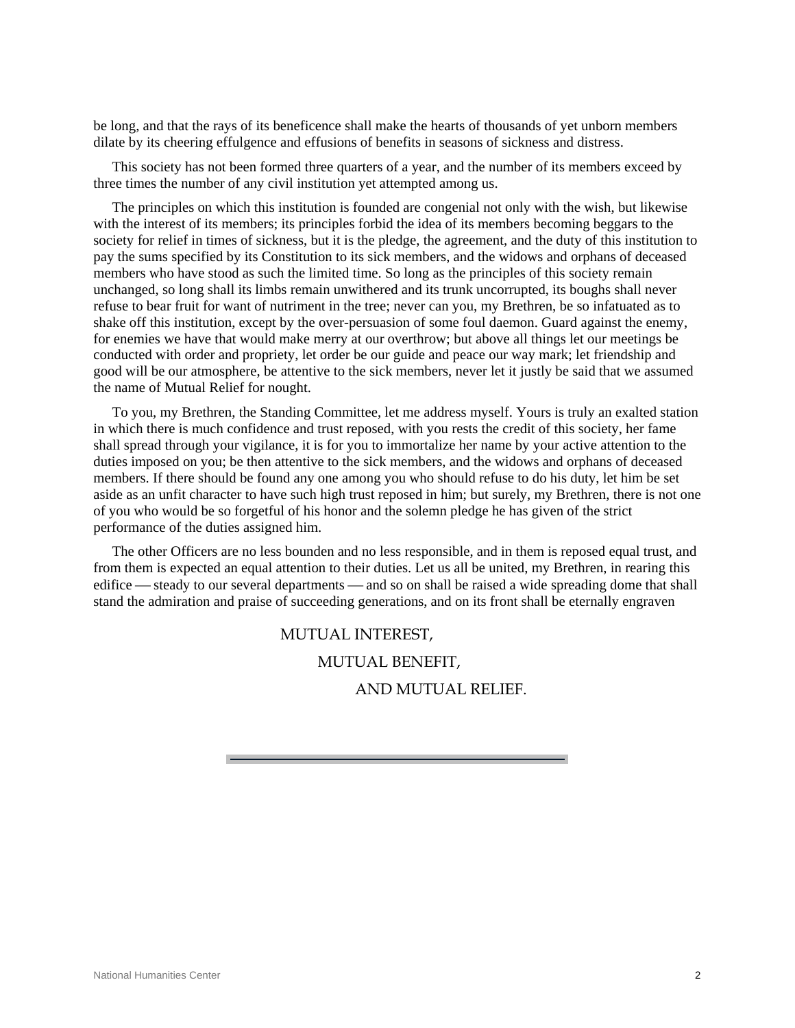be long, and that the rays of its beneficence shall make the hearts of thousands of yet unborn members dilate by its cheering effulgence and effusions of benefits in seasons of sickness and distress.

This society has not been formed three quarters of a year, and the number of its members exceed by three times the number of any civil institution yet attempted among us.

The principles on which this institution is founded are congenial not only with the wish, but likewise with the interest of its members; its principles forbid the idea of its members becoming beggars to the society for relief in times of sickness, but it is the pledge, the agreement, and the duty of this institution to pay the sums specified by its Constitution to its sick members, and the widows and orphans of deceased members who have stood as such the limited time. So long as the principles of this society remain unchanged, so long shall its limbs remain unwithered and its trunk uncorrupted, its boughs shall never refuse to bear fruit for want of nutriment in the tree; never can you, my Brethren, be so infatuated as to shake off this institution, except by the over-persuasion of some foul daemon. Guard against the enemy, for enemies we have that would make merry at our overthrow; but above all things let our meetings be conducted with order and propriety, let order be our guide and peace our way mark; let friendship and good will be our atmosphere, be attentive to the sick members, never let it justly be said that we assumed the name of Mutual Relief for nought.

To you, my Brethren, the Standing Committee, let me address myself. Yours is truly an exalted station in which there is much confidence and trust reposed, with you rests the credit of this society, her fame shall spread through your vigilance, it is for you to immortalize her name by your active attention to the duties imposed on you; be then attentive to the sick members, and the widows and orphans of deceased members. If there should be found any one among you who should refuse to do his duty, let him be set aside as an unfit character to have such high trust reposed in him; but surely, my Brethren, there is not one of you who would be so forgetful of his honor and the solemn pledge he has given of the strict performance of the duties assigned him.

The other Officers are no less bounden and no less responsible, and in them is reposed equal trust, and from them is expected an equal attention to their duties. Let us all be united, my Brethren, in rearing this edifice — steady to our several departments — and so on shall be raised a wide spreading dome that shall stand the admiration and praise of succeeding generations, and on its front shall be eternally engraven

MUTUAL INTEREST,

MUTUAL BENEFIT,

AND MUTUAL RELIEF.